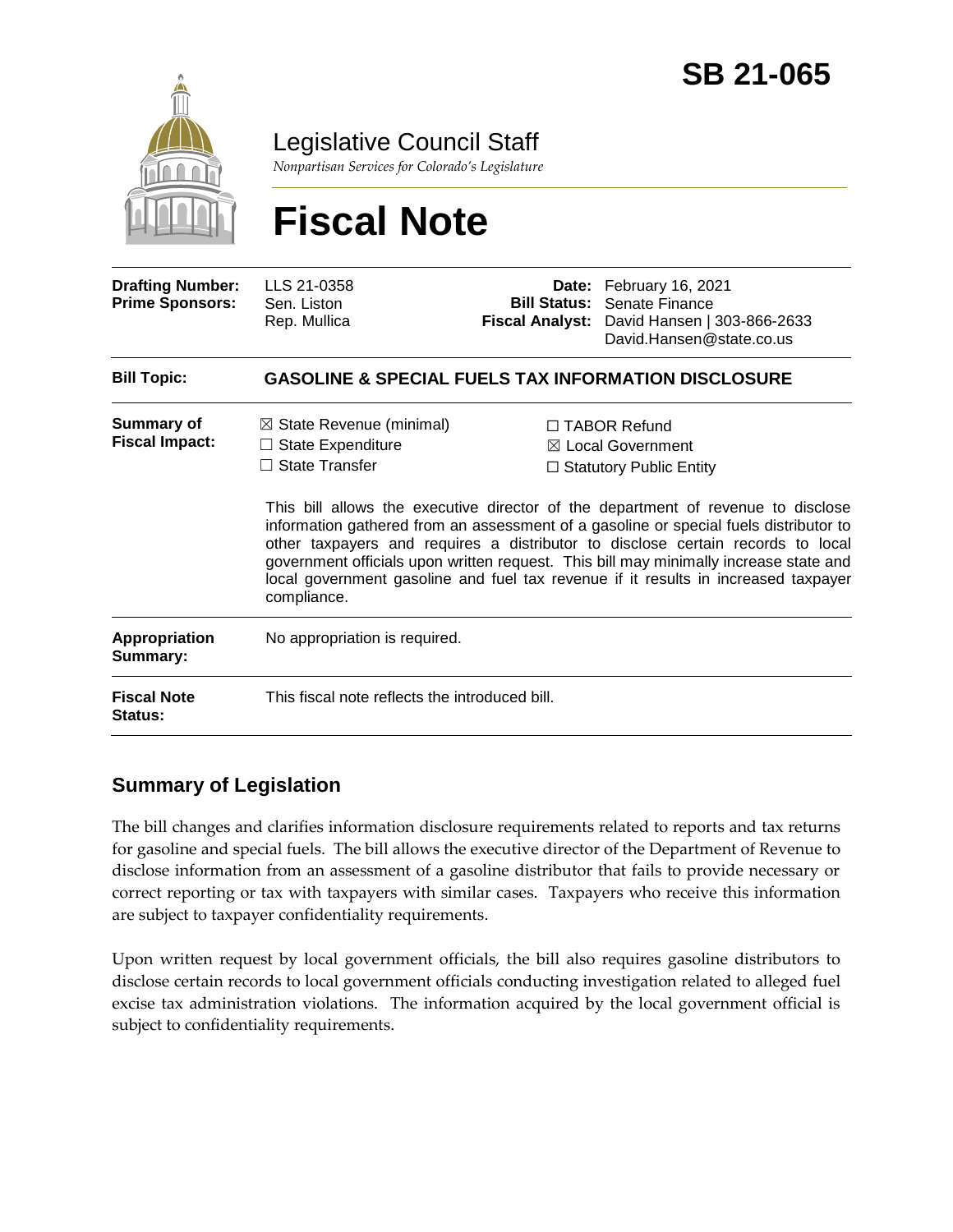# SB 21-065

## Legislative Council Staff

*Nonpartisan Services for Colorado's Legislature*

# Fiscal Note

| | | | |
|---|---|---|---|
| **Drafting Number:** | LLS 21-0358 | **Date:** | February 16, 2021 |
| **Prime Sponsors:** | Sen. Liston<br>Rep. Mullica | **Bill Status:** | Senate Finance |
| | | **Fiscal Analyst:** | David Hansen \| 303-866-2633<br>David.Hansen@state.co.us |

| | |
|---|---|
| **Bill Topic:** | **GASOLINE & SPECIAL FUELS TAX INFORMATION DISCLOSURE** |
| **Summary of Fiscal Impact:** | ☒ State Revenue (minimal)<br>☐ State Expenditure<br>☐ State Transfer<br>☐ TABOR Refund<br>☒ Local Government<br>☐ Statutory Public Entity<br><br>This bill allows the executive director of the department of revenue to disclose information gathered from an assessment of a gasoline or special fuels distributor to other taxpayers and requires a distributor to disclose certain records to local government officials upon written request. This bill may minimally increase state and local government gasoline and fuel tax revenue if it results in increased taxpayer compliance. |
| **Appropriation Summary:** | No appropriation is required. |
| **Fiscal Note Status:** | This fiscal note reflects the introduced bill. |

## Summary of Legislation

The bill changes and clarifies information disclosure requirements related to reports and tax returns for gasoline and special fuels. The bill allows the executive director of the Department of Revenue to disclose information from an assessment of a gasoline distributor that fails to provide necessary or correct reporting or tax with taxpayers with similar cases. Taxpayers who receive this information are subject to taxpayer confidentiality requirements.

Upon written request by local government officials, the bill also requires gasoline distributors to disclose certain records to local government officials conducting investigation related to alleged fuel excise tax administration violations. The information acquired by the local government official is subject to confidentiality requirements.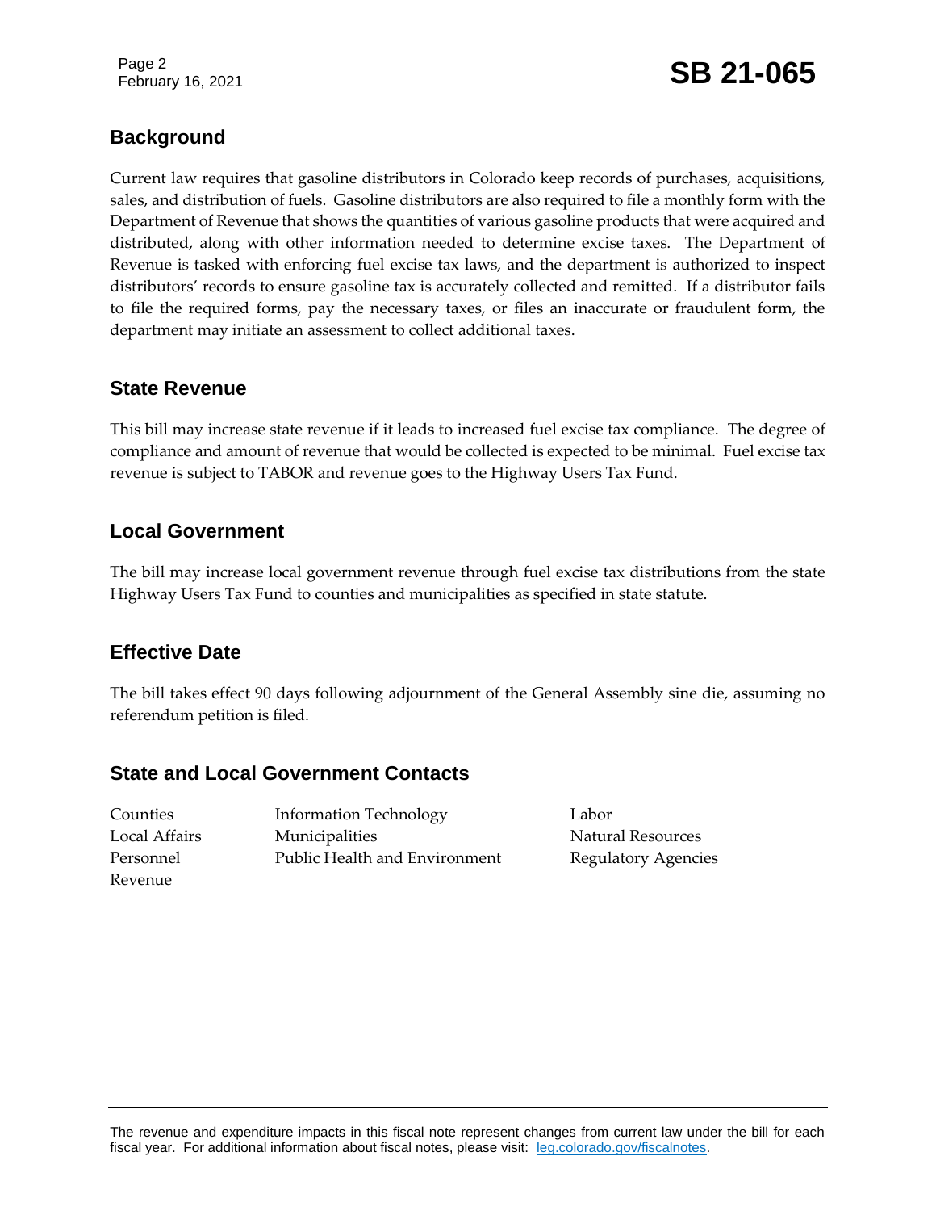## Background

Current law requires that gasoline distributors in Colorado keep records of purchases, acquisitions, sales, and distribution of fuels. Gasoline distributors are also required to file a monthly form with the Department of Revenue that shows the quantities of various gasoline products that were acquired and distributed, along with other information needed to determine excise taxes. The Department of Revenue is tasked with enforcing fuel excise tax laws, and the department is authorized to inspect distributors' records to ensure gasoline tax is accurately collected and remitted. If a distributor fails to file the required forms, pay the necessary taxes, or files an inaccurate or fraudulent form, the department may initiate an assessment to collect additional taxes.

## State Revenue

This bill may increase state revenue if it leads to increased fuel excise tax compliance. The degree of compliance and amount of revenue that would be collected is expected to be minimal. Fuel excise tax revenue is subject to TABOR and revenue goes to the Highway Users Tax Fund.

## Local Government

The bill may increase local government revenue through fuel excise tax distributions from the state Highway Users Tax Fund to counties and municipalities as specified in state statute.

## Effective Date

The bill takes effect 90 days following adjournment of the General Assembly sine die, assuming no referendum petition is filed.

## State and Local Government Contacts

| | | |
|---|---|---|
| Counties | Information Technology | Labor |
| Local Affairs | Municipalities | Natural Resources |
| Personnel | Public Health and Environment | Regulatory Agencies |
| Revenue | | |

The revenue and expenditure impacts in this fiscal note represent changes from current law under the bill for each fiscal year. For additional information about fiscal notes, please visit: leg.colorado.gov/fiscalnotes.